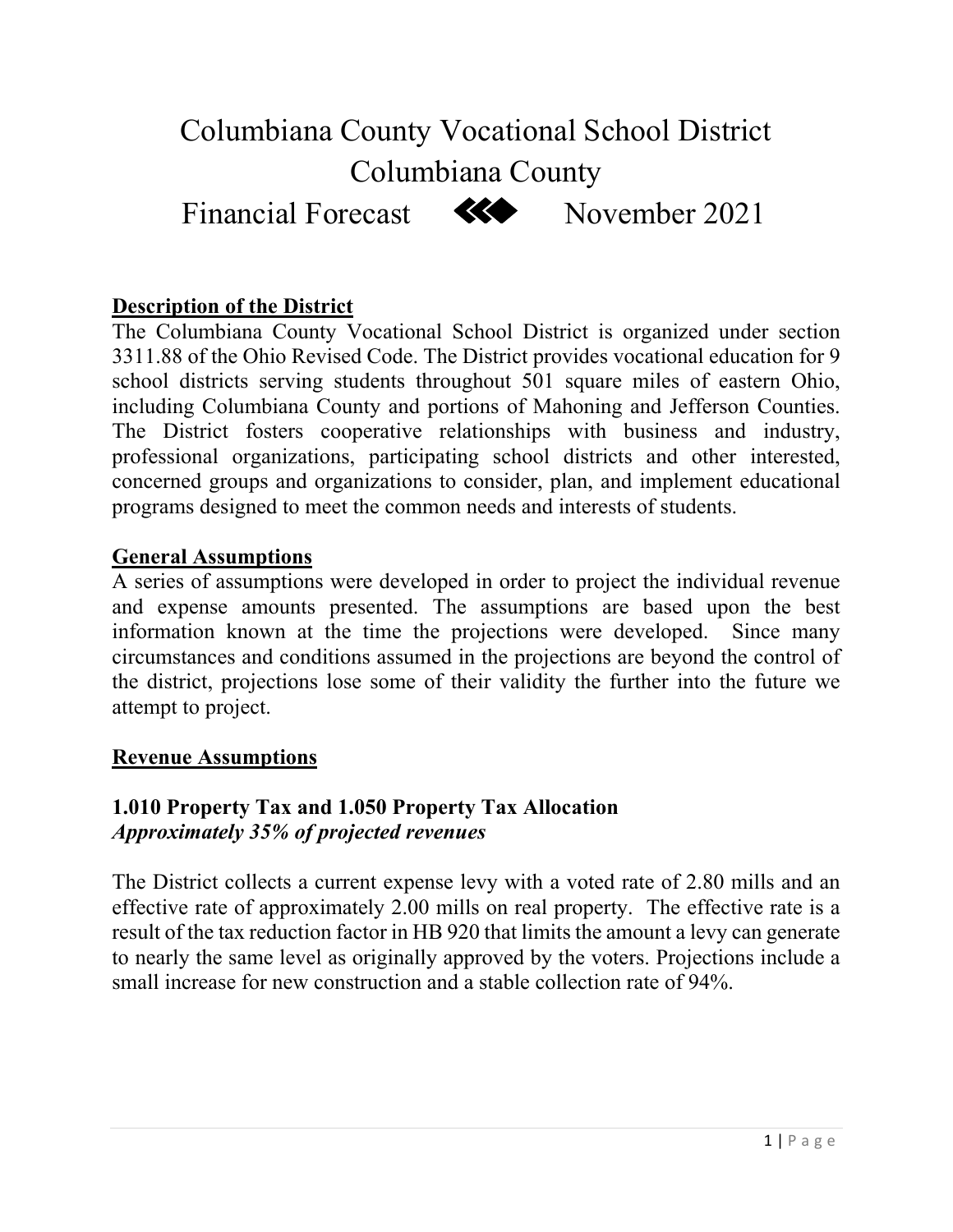# Columbiana County Vocational School District
# Columbiana County
# Financial Forecast November 2021

## Description of the District

The Columbiana County Vocational School District is organized under section 3311.88 of the Ohio Revised Code. The District provides vocational education for 9 school districts serving students throughout 501 square miles of eastern Ohio, including Columbiana County and portions of Mahoning and Jefferson Counties. The District fosters cooperative relationships with business and industry, professional organizations, participating school districts and other interested, concerned groups and organizations to consider, plan, and implement educational programs designed to meet the common needs and interests of students.

## General Assumptions

A series of assumptions were developed in order to project the individual revenue and expense amounts presented. The assumptions are based upon the best information known at the time the projections were developed. Since many circumstances and conditions assumed in the projections are beyond the control of the district, projections lose some of their validity the further into the future we attempt to project.

## Revenue Assumptions

### 1.010 Property Tax and 1.050 Property Tax Allocation

***Approximately 35% of projected revenues***

The District collects a current expense levy with a voted rate of 2.80 mills and an effective rate of approximately 2.00 mills on real property. The effective rate is a result of the tax reduction factor in HB 920 that limits the amount a levy can generate to nearly the same level as originally approved by the voters. Projections include a small increase for new construction and a stable collection rate of 94%.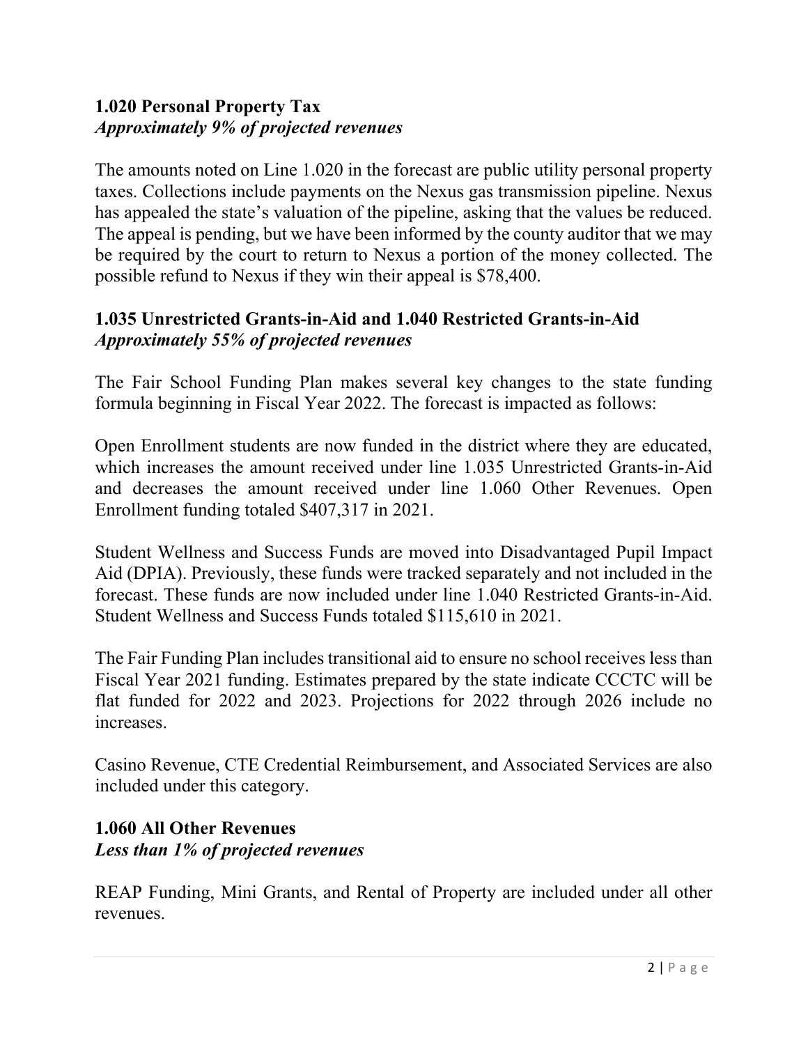### 1.020 Personal Property Tax
***Approximately 9% of projected revenues***

The amounts noted on Line 1.020 in the forecast are public utility personal property taxes. Collections include payments on the Nexus gas transmission pipeline. Nexus has appealed the state's valuation of the pipeline, asking that the values be reduced. The appeal is pending, but we have been informed by the county auditor that we may be required by the court to return to Nexus a portion of the money collected. The possible refund to Nexus if they win their appeal is $78,400.

### 1.035 Unrestricted Grants-in-Aid and 1.040 Restricted Grants-in-Aid
***Approximately 55% of projected revenues***

The Fair School Funding Plan makes several key changes to the state funding formula beginning in Fiscal Year 2022. The forecast is impacted as follows:

Open Enrollment students are now funded in the district where they are educated, which increases the amount received under line 1.035 Unrestricted Grants-in-Aid and decreases the amount received under line 1.060 Other Revenues. Open Enrollment funding totaled $407,317 in 2021.

Student Wellness and Success Funds are moved into Disadvantaged Pupil Impact Aid (DPIA). Previously, these funds were tracked separately and not included in the forecast. These funds are now included under line 1.040 Restricted Grants-in-Aid. Student Wellness and Success Funds totaled $115,610 in 2021.

The Fair Funding Plan includes transitional aid to ensure no school receives less than Fiscal Year 2021 funding. Estimates prepared by the state indicate CCCTC will be flat funded for 2022 and 2023. Projections for 2022 through 2026 include no increases.

Casino Revenue, CTE Credential Reimbursement, and Associated Services are also included under this category.

### 1.060 All Other Revenues
***Less than 1% of projected revenues***

REAP Funding, Mini Grants, and Rental of Property are included under all other revenues.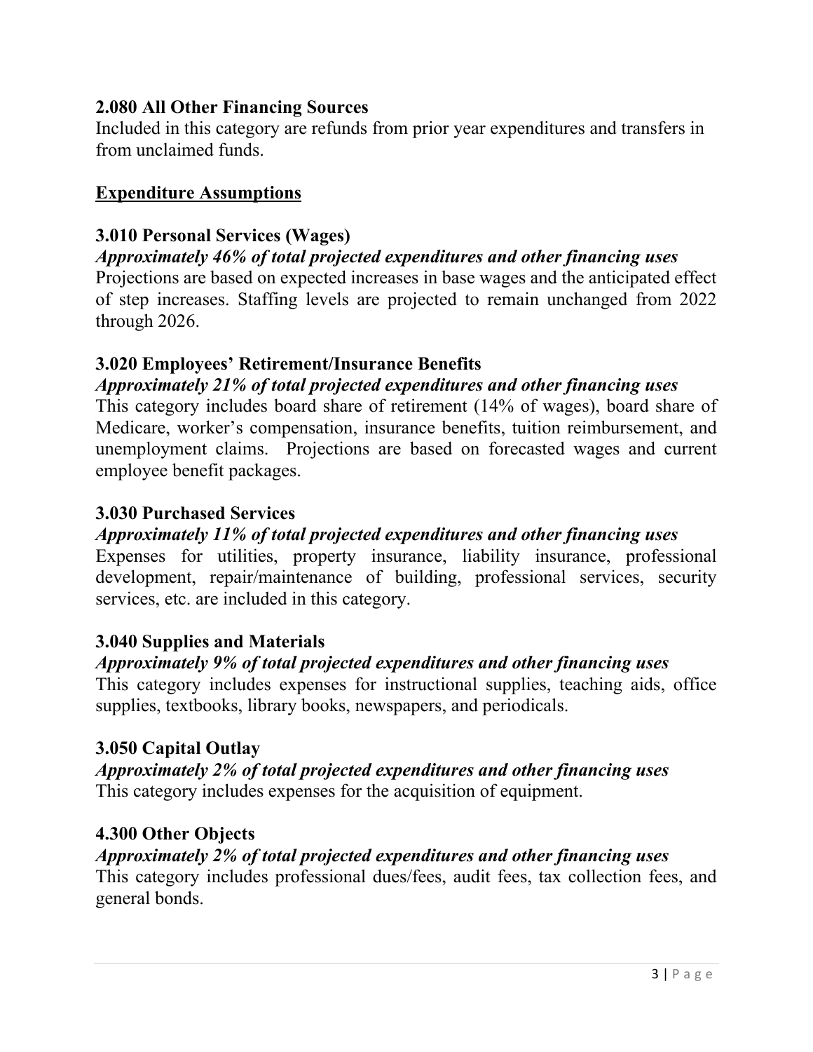### 2.080 All Other Financing Sources

Included in this category are refunds from prior year expenditures and transfers in from unclaimed funds.

## Expenditure Assumptions

### 3.010 Personal Services (Wages)

***Approximately 46% of total projected expenditures and other financing uses***

Projections are based on expected increases in base wages and the anticipated effect of step increases. Staffing levels are projected to remain unchanged from 2022 through 2026.

### 3.020 Employees' Retirement/Insurance Benefits

***Approximately 21% of total projected expenditures and other financing uses***

This category includes board share of retirement (14% of wages), board share of Medicare, worker's compensation, insurance benefits, tuition reimbursement, and unemployment claims. Projections are based on forecasted wages and current employee benefit packages.

### 3.030 Purchased Services

***Approximately 11% of total projected expenditures and other financing uses***

Expenses for utilities, property insurance, liability insurance, professional development, repair/maintenance of building, professional services, security services, etc. are included in this category.

### 3.040 Supplies and Materials

***Approximately 9% of total projected expenditures and other financing uses***

This category includes expenses for instructional supplies, teaching aids, office supplies, textbooks, library books, newspapers, and periodicals.

### 3.050 Capital Outlay

***Approximately 2% of total projected expenditures and other financing uses***

This category includes expenses for the acquisition of equipment.

### 4.300 Other Objects

***Approximately 2% of total projected expenditures and other financing uses***

This category includes professional dues/fees, audit fees, tax collection fees, and general bonds.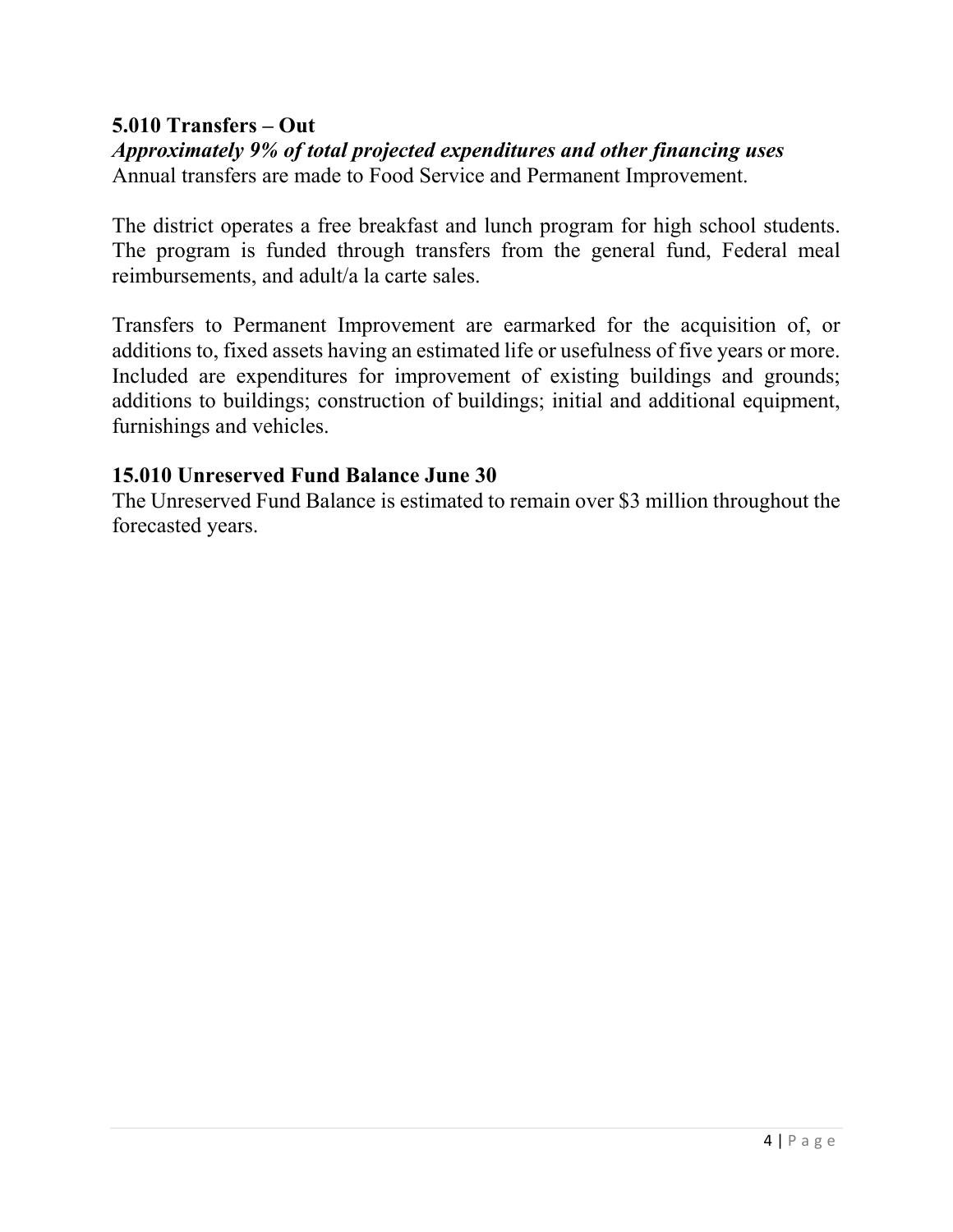### 5.010 Transfers – Out

***Approximately 9% of total projected expenditures and other financing uses***

Annual transfers are made to Food Service and Permanent Improvement.

The district operates a free breakfast and lunch program for high school students. The program is funded through transfers from the general fund, Federal meal reimbursements, and adult/a la carte sales.

Transfers to Permanent Improvement are earmarked for the acquisition of, or additions to, fixed assets having an estimated life or usefulness of five years or more. Included are expenditures for improvement of existing buildings and grounds; additions to buildings; construction of buildings; initial and additional equipment, furnishings and vehicles.

### 15.010 Unreserved Fund Balance June 30

The Unreserved Fund Balance is estimated to remain over $3 million throughout the forecasted years.